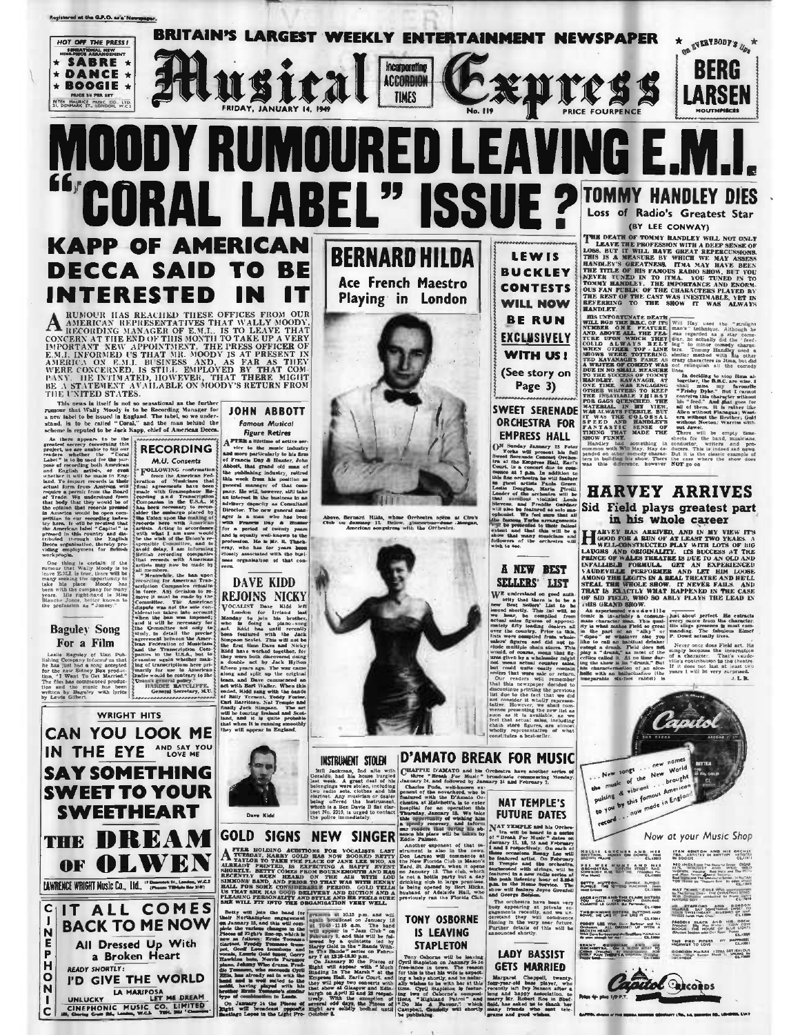Registered at the G.P.O. as a Newspaper.

HOT OFF THE PRESS! SENSATIONAL NEW NINE-PIECE ARRANGEMENT ★ SABRE ★ DANCE ★ BOOGIE ★ PRICE 3/6 PER SET PETER MAURICE MUSIC CO. LTD. 21, DENMARK ST., LONDON, W.C.2

BRITAIN'S LARGEST WEEKLY ENTERTAINMENT NEWSPAPER

# Musical Express

Incorporating ACCORDION TIMES

FRIDAY, JANUARY 14, 1949 — No. 119 — PRICE FOURPENCE

On EVERYBODY'S lips — BERG LARSEN MOUTHPIECES

# MOODY RUMOURED LEAVING E.M.I. "CORAL LABEL" ISSUE?

## KAPP OF AMERICAN DECCA SAID TO BE INTERESTED IN IT

A RUMOUR HAS REACHED THESE OFFICES FROM OUR AMERICAN REPRESENTATIVES THAT WALLY MOODY, RECORDING MANAGER OF E.M.I., IS TO LEAVE THAT CONCERN AT THE END OF THIS MONTH TO TAKE UP A VERY IMPORTANT NEW APPOINTMENT. THE PRESS OFFICER OF E.M.I. INFORMED US THAT MR. MOODY IS AT PRESENT IN AMERICA ON E.M.I. BUSINESS AND, AS FAR AS THEY WERE CONCERNED, IS STILL EMPLOYED BY THAT COMPANY. HE INTIMATED, HOWEVER, THAT THERE MIGHT BE A STATEMENT AVAILABLE ON MOODY'S RETURN FROM THE UNITED STATES.

This news in itself is not so sensational as the further rumour that Wally Moody is to be Recording Manager for a new label to be issued in England. The label, so we understand, is to be called "Coral," and the man behind the scheme is reputed to be Jack Kapp, chief of American Decca.

As there appears to be the greatest secrecy concerning this project, we are unable to tell our readers whether the "Coral Label" is to be used for the purpose of recording both American and English artists, or even whether it will be made in England. To import records in their actual form from America will require a permit from the Board of Trade. We understand from that body that they would be of the opinion that records pressed in America would be open competition to our recording industry here. It will be recalled that the American label "Capitol" is pressed in this country and distributed through the English Decca organisation, thereby providing employment for British workpeople.

One thing is certain if the rumour that Wally Moody is to leave E.M.I. is true, there will be many seeking the opportunity to take his place. Moody has been with the company for many years. His right-hand is Miss Blanche Jones, better known to the profession as "Jonesy."

### RECORDING
**M.U. Consents**

FOLLOWING confirmation from the American Federation of Musicians that final agreements have been made with Gramophone Recording and Transcription Companies in the U.S.A., it has been necessary to reconsider the embargo placed by the Union upon the making of records here with American artists. Acting in accordance with what I am sure would be the wish of the Union's responsible Committee, and to avoid delay, I am informing British recording companies that records with American artists may now be made by all members.

"Meanwhile, the ban upon recording for American Transcription Companies remains in force. Any decision to remove it must be made by the Committee. The American dispute was not the sole consideration taken into account when the ban was imposed; and it will be necessary for the Committee not only to study, in detail the precise agreement between the American Federation of Musicians and the Transcription Companies in the U.S.A., but to examine again whether making of transcriptions here primarily for use in American radio would be contrary to the Union's general policy."

HARDIE RATCLIFFE, General Secretary, M.U.

### JOHN ABBOTT
**Famous Musical Figure Retires**

AFTER a lifetime of active service to the music industry and more particularly to his firm of Francis Day & Hunter, John Abbott, that grand old man of the publishing industry, retired this week from his position as general manager of that company. He will, however, still take an interest in the business in an advisory capacity as Consultant Director. The new general manager is a man who has been with Francis Day & Hunter for a period of twenty years and is equally well-known to the profession. He is Mr. S. Thackeray, who has for years been closely associated with the business organisation of that concern.

### Baguley Song For a Film

Leslie Baguley of Unit Publishing Company informs us that he has just had a song accepted for the new Sidney Box production, "I Want To Get Married." The film has commenced production and the music has been written by Baguley with lyrics by Lewis Gilbert.

### DAVE KIDD REJOINS NICKY

VOCALIST Dave Kidd left London for Ireland last Monday to join his brother, who is doing a piano-song act. Kidd has until recently been featured with the Jack Simpson Sextet. This will not be the first time Dave and Nicky Kidd have worked together, for they were both discovered doing a double act by Jack Hylton fifteen years ago. The war came along and split up the original team, and Dave commenced an act with Bert Waller. When this ended, Kidd sang with the bands of Billy Ternent, Teddy Foster, Carl Barriteau, Nat Temple and finally Jack Simpson. The act will be touring Ireland and Scotland, and it is quite probable that when it is running smoothly they will appear in England.

Dave Kidd

## BERNARD HILDA
### Ace French Maestro Playing in London

Above, Bernard Hilda, whose Orchestra opens at Ciro's Club on January 17. Below, glamorous Jane Morgan, American songstress with the Orchestra.

## LEWIS BUCKLEY CONTESTS WILL NOW BE RUN EXCLUSIVELY WITH US!
(See story on Page 3)

### SWEET SERENADE ORCHESTRA FOR EMPRESS HALL

ON Sunday January 23 Peter Yorke will present his full Sweet Serenade Concert Orchestra at the Empress Hall, Earl's Court, in a concert due to commence at 3 p.m. In addition this fine orchestra he will feature as guest artists Paula Green, Leslie Douglas, Mario Pirelli. Leader of the orchestra will be that excellent violinist Louis Stevens, and Freddie Gardner will also be featured as solo saxophonist. We feel sure that all the famous Yorke arrangements will be presented to their fullest extent and that this will be a show that many musicians and followers of the orchestra will wish to see.

### A NEW BEST SELLERS' LIST

WE understand on good authority that there is to be a new Best Sellers' List to be issued shortly. This list will, so we hear, be compiled from actual sales figures of approximately fifty leading dealers all over the country. Prior to this, lists were compiled from wholesalers' figures and did not include multiple chain stores. This would, of course, mean that figures given by a wholesaler might not mean actual counter sales, but could quite easily contain orders that were sale or return. Our readers will remember that this newspaper decided to discontinue printing the previous list due to the fact that we did not consider it wholly representative. However, we shall commence presenting the new list as soon as it is available, as we feel that actual sales, including chain store figures, are almost wholly representative of what constitutes a best-seller.

## TOMMY HANDLEY DIES
### Loss of Radio's Greatest Star
(BY LEE CONWAY)

THE DEATH OF TOMMY HANDLEY WILL NOT ONLY LEAVE THE PROFESSION WITH A DEEP SENSE OF LOSS, BUT IT WILL HAVE GREAT REPERCUSSIONS. THIS IS A MEASURE BY WHICH WE MAY ASSESS HANDLEY'S GREATNESS. ITMA MAY HAVE BEEN THE TITLE OF HIS FAMOUS RADIO SHOW, BUT YOU NEVER TUNED IN TO ITMA. YOU TUNED IN TO TOMMY HANDLEY. THE IMPORTANCE AND ENORMOUS FAN PUBLIC OF THE CHARACTERS PLAYED BY THE REST OF THE CAST WAS INESTIMABLE, YET IN REFERRING TO THE SHOW IT WAS ALWAYS HANDLEY.

HIS UNFORTUNATE DEATH WILL ROB THE B.B.C. OF ITS NUMBER ONE FEATURE, AND, ABOVE ALL, THE FEATURE UPON WHICH THEY COULD ALWAYS RELY WHEN OTHER TOP-LINE SHOWS WERE TOTTERING. TED KAVANAGH'S FAME AS A WRITER OF COMEDY WAS DUE IN NO SMALL MEASURE TO THE SUCCESS OF TOMMY HANDLEY. KAVANAGH, AT ONE TIME, WAS ENGAGING OTHER WRITERS TO KEEP THE INSATIABLE HANDLEY'S FOR GAGS QUENCHED. THE MATERIAL, IN MY VIEW, WAS ALWAYS FEEBLE, BUT IT WAS THE COLOSSAL SPEED AND HANDLEY'S FANTASTIC SENSE OF TIMING THAT MADE THE SHOW FUNNY.

Handley had something in common with Will Hay. Hay depended on other comedy characters in building his show. There was this difference, however Will Hay used the "straight man's" technique. Although he was regarded as a star comedian, he actually did the "feeding" to minor comedy characters. Tommy Handley used a similar method with his other crazy characters in Itma, but did not relinquish all the comedy lines.

In deciding to stop Itma altogether, the B.B.C. are wise. I shall miss my favourite "Friday Dyke," but I cannot conceive this character without his "feed." And that goes for all of them. It is rather like Abbott without Costello; Western without the Brother; Gold without Kavanagh; Warren without Jewel.

There will be empty timesheets for the band, musicians, conductor, writers and producers. This is indeed sad news. But it is the classic example of the case where the show does NOT go on.

## HARVEY ARRIVES
### Sid Field plays greatest part in his whole career

HARVEY HAS ARRIVED, AND IN MY VIEW IT'S GOOD FOR A RUN OF AT LEAST TWO YEARS. A WELL-CONSTRUCTED PLAY WITH LOTS OF BIG LAUGHS AND ORIGINALITY. ITS SUCCESS AT THE PRINCE OF WALES THEATRE IS DUE TO AN OLD AND INFALLIBLE FORMULA. GET AN EXPERIENCED VAUDEVILLE PERFORMER AND LET HIM LOOSE AMONG THE LEGITS IN A REAL THEATRE AND HE'LL STEAL THE WHOLE SHOW. IT NEVER FAILS. AND THAT IS EXACTLY WHAT HAPPENED IN THE CASE OF SID FIELD, WHO SO ABLY PLAYS THE LEAD IN THIS GRAND SHOW.

An experienced vaudeville comic is invariably a consummate character man. This quality was what made Field so great in the part of an "alky" or "dipso" or whatever else you like to call an habitual drinker except a drunk. Field does not play a "drunk," as one of the critics called it. At no time during the show is he drunk. But his characterisation of an alcoholic with an hallucination (his inseparable six-foot rabbit) is just about perfect. He extracts every ounce from the character. His stage presence is most commanding. The fabulous Elmer P. Dowd actually lives.

Never once does Field act. He simply becomes the incarnation of a character. That's vaudeville's contribution to the theatre. If it does not last at least two years I will be very surprised.

J. L. B.

WRIGHT HITS

# CAN YOU LOOK ME IN THE EYE AND SAY YOU LOVE ME
# SAY SOMETHING SWEET TO YOUR SWEETHEART
# THE DREAM OF OLWEN

LAWRENCE WRIGHT Music Co., Ltd., 19 Denmark St., London, W.C.2 (Phone: TEMple Bar 2141)

CINEPHONIC

## IT ALL COMES BACK TO ME NOW
## All Dressed Up With a Broken Heart

READY SHORTLY:
## I'D GIVE THE WORLD
LA MARIPOSA
UNLUCKY — LET ME DREAM

CINEPHONIC MUSIC CO. LIMITED 100, Charing Cross Rd., London, W.C.2. TEM. 3856 "Cinemusic"

### INSTRUMENT STOLEN

Bill Jackman, 2nd alto with Geraldo, had his house burgled last week. A great deal of his belongings were stolen, including two radio sets, clothes and his clarinet. Any musician or dealer being offered the instrument, which is a Ben Davis B flat clarinet No. 3315, is urged to contact the police immediately.

## GOLD SIGNS NEW SINGER

AFTER HOLDING AUDITIONS FOR VOCALISTS LAST TUESDAY, HARRY GOLD HAS NOW BOOKED BETTY TAYLOR TO TAKE THE PLACE OF JANE LEE, WHO, AS ALREADY PRINTED, IS EXPECTING A HAPPY EVENT SHORTLY. BETTY COMES FROM BOURNEMOUTH AND HAS RECENTLY BEEN HEARD ON THE AIR WITH LOU SIMMONS' BAND, AND PRIOR TO THAT WAS WITH HENRY HALL FOR SOME CONSIDERABLE PERIOD. GOLD TELLS US THAT SHE HAS GOOD DELIVERY AND DICTION AND A PLEASING PERSONALITY AND STYLE AND HE FEELS SURE SHE WILL FIT INTO THE ORGANISATION VERY WELL.

Betty will join the band for their Northampton engagement on January 15, and this will complete the various changes in the Pieces of Eight line-up, which is now as follows: Ernie Tomasso clarinet, Freddy Clements trumpet, Geoff Love trombone and vocals, Laurie Gold tenor, Gerry Hawkins bass, Norrie Paramor piano, Johnny Wise drums. Freddie Tomasso, who succeeds Cyril Stapleton, has already sat in with the band and is well suited to the outfit, having played with his brother Ernie Tomasso's similar type of combination in Leeds.

On January 14 the Pieces of Eight will broadcast opposite Santiago Lopez in the Light Programme at 10.15 p.m. and will again broadcast on January 18 at 10.45-11.15 a.m. The band will appear in "Jazz Club" on February 5, and this will be followed by a quintette led by Harry Gold in the "Bands Within The Bands" series on February 7 at 12.15-12.30 p.m.

On January 30 the Pieces of Eight will appear with "Much Binding In The Marsh" at the Empress Hall, Earl's Court, and they will play two concerts with that show at Glasgow and Edinburgh on April 22 and 23 respectively. With the exception of several odd days, the Pieces of Eight are solidly booked until October 2.

## D'AMATO BREAK FOR MUSIC

CHAPPIE D'AMATO and his Orchestra have another series of three "Break For Music" broadcasts commencing Monday, January 24, and followed by January 31 and February 7.

Charles Pode, well-known exponent of the novachord, who is featured with the D'Amato orchestra at Hatchett's, is to enter hospital for an operation this Thursday, January 13. We take this opportunity of wishing him a speedy recovery and inform our readers that novachord sessions his place will be taken by Eddie Palmer.

Another exponent of that instrument is also in the news. Don Lorusso will commence at the New Florida Club in Mason's Yard, St. James's, when it opens on January 13. The club, which is not a bottle party but a drinking club in large premises, is being opened by Bert Hicks, husband of Adelaide Hall, who previously ran the Florida Club.

### TONY OSBORNE IS LEAVING STAPLETON

Tony Osborne will be leaving Cyril Stapleton on January 24 to free-lance in town. The reason for this is that his wife is expecting a baby shortly, and he naturally wishes to be with her at this time. Cyril Stapleton is featuring two of Osborne's compositions, "Highland Patrol" and "Do As I Please," which Campbell, Connelly will shortly be publishing.

### NAT TEMPLE'S FUTURE DATES

NAT TEMPLE and his Orchestra will be heard in a series of "Break For Music" dates on January 11, 18, 25 and February 1 and 8 respectively. On each of these occasions Benny Lee will be featured artist. On February 11 Temple and the orchestra, featured vocal artists, will be featured in a new radio series of the peak listening hour of 8.30-9 p.m. in "Home Service." The show will feature Joyce Grenfell and George Benson.

The orchestra have been very busy appearing at private engagements recently, and we understand they will commence filming in the very near future. Further details of this will be announced shortly.

### LADY BASSIST GETS MARRIED

Margaret Chappell, twenty-four-year-old bass player, who recently left Ivy Benson after a long run of happy association, is to marry Mr. Robert Rose in Sheffield, has asked us to thank her many friends who sent telegrams and good wishes.

Capitol

... New songs ... new names ... the music of the New World ... pulsing & vibrant ... brought to you by this famous American record ... now made in England

Now at your Music Shop

Capitol RECORDS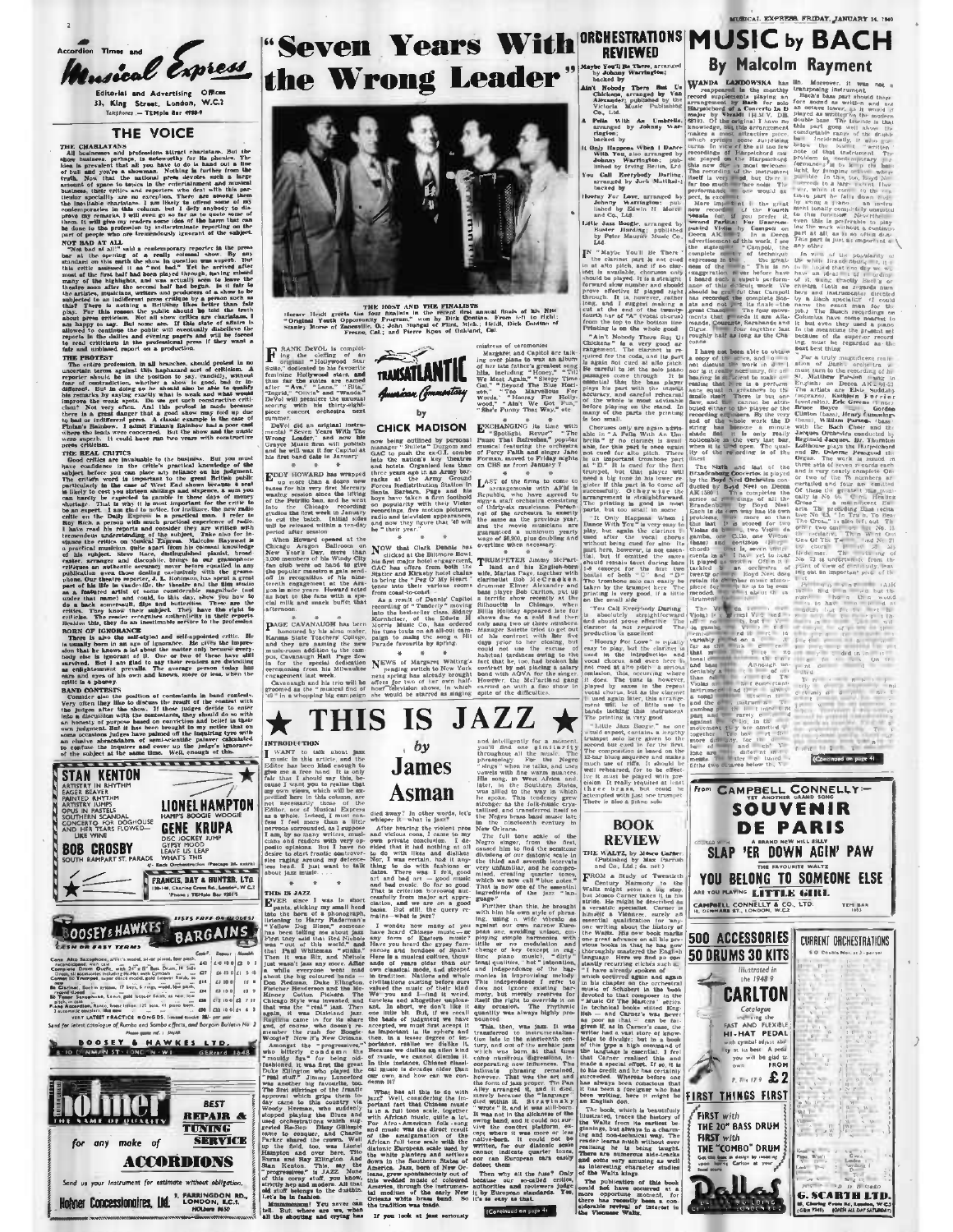# Musical Express

Accordion Times and

Editorial and Advertising Offices
33, King Street, London, W.C.2
Telephone — TEMple Bar 4988-9

## THE VOICE

**THE CHARLATANS**

All businesses and professions attract charlatans. But the show business, perhaps, is noteworthy for its phonies. The idea is prevalent that all you have to do is hand out a line of bull and you're a showman. Nothing is further from the truth. Now that the national press devotes such a large amount of space to topics in the entertainment and musical business, their critics and reporters who deal with this particular speciality are no exception. There are among them the inevitable charlatans. I am likely to offend some of my contemporaries in this column, but I defy anybody to disprove my remarks. I will even go so far as to quote some of them. It will give my readers some idea of the harm that can be done to the profession by indiscriminate reporting on the part of people who are tremendously ignorant of the subject.

**NOT BAD AT ALL**

"Not bad at all!" said a contemporary reporter in the press bar at the opening of a really colossal show. By any standard on this earth the show in question was superb. But this critic assessed it as "not bad." Yet he arrived after most of the first half had been played through, having missed many of the highlights, and was actually seen to leave the theatre soon after the second half had begun. Is it fair to the artistes, musicians, writers and producers of a show to be subjected to an indifferent press critique by a person such as this? There is nothing a Britisher likes better than fair play. For this reason the public should be told the truth about press criticism. Not all show critics are charlatans. I am happy to say. But some are. If this state of affairs is allowed to continue the public will eventually disbelieve the reports in the dailies and evening papers and will be forced to read criticism in the professional press if they want a fair and unbiased report on a production.

**THE PROTEST**

The critics profession, in all branches, should protest in no uncertain terms against this haphazard sort of criticism. A reporter should be in the position to say, candidly, without fear of contradiction, whether a show is good, bad or indifferent. But in doing so he should also be able to qualify his remarks by saying exactly what is weak and what is wrong from the stage point of view. Do we get such constructive criticism? Not very often. And this protest is made because there is a great danger that a good show may fold up due to bad or indifferent press. A classic example is the case of Finian's Rainbow. I admit Finian's Rainbow had a poor cast where the leads were concerned. But the show and the music were superb. It could have run two years with constructive press criticism.

**THE REAL CRITICS**

Good critics are invaluable to the business. But you must have confidence in the critic's practical knowledge of the subject before you can place any reliance on his judgment. The critic's word is important to the general British public particularly in the case of West End shows because a seat is likely to cost you sixteen shillings and sixpence, and you can hardly be expected to gamble in these days of money shortage. That is why it is most important for the critic to be an expert. I am glad to notice, for instance, how the radio critic on the Daily Express is a practical man. I refer to Ray Rich, a person with much practical experience of radio. I have read his reports and consider they are written with tremendous understanding of the subject. Take also for instance the critics on Musical Express. Malcolm Rayment is a practical musician. His reviews show a sound knowledge of his subject. Steve Race, distinguished pianist, broadcaster, arranger and discophile, brings to our gramophone critiques an authentic accuracy never before equalled in any publication even those dealing exclusively with the gramophone. Our theatre reporter, J. L. Robinson, has spent a great part of his life in vaudeville, the theatre and the film studio as a featured artist of some considerable magnitude (not under that name) and could, to this day, show you how to do a back somersault, flips and butterflies. These are the critics. They know their subject. They have the right to criticise. The reader recognises authenticity in their reports. Besides this, they do an inestimable service to the profession.

**BORN OF IGNORANCE**

There is also the self-styled and self-appointed critic. He is usually born in an age of ignorance. He gives the impression that he knows a lot about the matter only because everybody else is ignorant of it. One or two of these have still survived. But I am glad to say that readers are dwindling as enlightenment prevails. The average person today has ears and eyes of his own and knows, more or less, when the critic is a phoney.

**BAND CONTESTS**

Consider also the position of contestants in band contests. Very often they like to discuss the result of the contest with the judges after the show. If these judges decide to enter into a discussion with the contestants, they should do so with an honesty of purpose based on conviction and belief in their own judgment. But it has been brought to my notice that on some occasions judges have palmed off the inquiring type with an elusive abracadabra of semi-scientific palaver calculated to confuse the inquirer and cover up the judge's ignorance of the subject at the same time. Well, enough of this.

---

STAN KENTON — ARTISTRY IN RHYTHM, EAGER BEAVER, PAINTED RHYTHM, ARTISTRY JUMPS, OPUS IN PASTELS, SOUTHERN SCANDAL, CONCERTO FOR DOGHOUSE AND HER TEARS FLOWED—LIKE WINE

LIONEL HAMPTON — HAMP'S BOOGIE WOOGIE

GENE KRUPA — DISC JOCKEY JUMP, GYPSY MOOD, LEAVE US LEAP, WHAT'S THIS

BOB CROSBY — SOUTH RAMPART ST. PARADE

4/- Each Orchestration (Postage 3d. extra)

FRANCIS, DAY & HUNTER, LTD. 138-140, Charing Cross Rd., London, W.C.2 'Phone: TEMple Bar 9351/5

---

BOOSEY & HAWKES BARGAINS — CASH OR ON EASY TERMS

Send for latest catalogue of Rumba and Samba effects, and Bargain Bulletin No. 2

BOOSEY & HAWKES LTD. 8-10 DENMAN STREET, LONDON, W.1 GERrard 1648

---

Hohner — THE NAME OF QUALITY — BEST REPAIR & TUNING SERVICE for any make of ACCORDIONS

Send us your instrument for estimate without obligation.

Hohner Concessionaires, Ltd. 9, FARRINGDON RD., LONDON, E.C.1. HOLborn 3056

---

# "Seven Years With the Wrong Leader"

THE HOST AND THE FINALISTS
Horace Heidt greets the four finalists in the recent first annual finals of his "Original Youth Opportunity Program" won by Dick Contino. From left to right: Stanley Morse of Zanesville, O.; John Mungal of Flint, Mich.; Heidt, Dick Contino of Fresno, Cal.; and Pierre Kpes of Oakland, Cal.

## TRANSATLANTIC American Commentary

by **CHICK MADISON**

FRANK DeVOL is completing the charting of an original "Hollywood Star Suite," dedicated to his favourite Hollywood stars, and thus far the suites are named after "Ava," "Lana," "Rita," "Ingrid," "Olivia" and "Wanda." DeVol will premiere the unusual scoring with his thirty-eight-piece concert orchestra next summer.

DeVol did an original instrumental "Seven Years With The Wrong Leader," and now his Greeny Music firm will publish and he will wax it for Capitol at his first band date in January.

EDDY HOWARD has wrapped up more than a dozen new tunes for his very first Mercury waxing session since the lifting of the Petrillo ban, and he went into the Chicago recording studios the first week in January to cut the batch. Initial sides will be released within a ten-day period after session.

When Howard opened at the Chicago Aragon Ballroom on New Year's Day, more than 3,000 members of his Windy City fan club were on hand to give the popular maestro a gala send-off in recognition of his nineteenth engagement at the Aragon in nine years. Howard acted as host to the fans with a special milk and snack buffet that afternoon.

PAGE CAVANAUGH has been honoured by his alma mater, Kansas State Teachers' College, and they are naming the new music-room addition to the campus, Cavanaugh Hall. Page flew in for the special dedication ceremonies from his Milwaukee engagement last week.

Cavanaugh and his trio will be groomed as the "musical find of '49" in a whopping big campaign now being outlined by personal manager "Bullets" Durgom and GAC to push the ex-G.I. combo into the nation's key theatres and hotels. Organised less than three years ago in an Army barracks at the Army Ground Forces Redistribution Station in Santa Barbara, Page and the boys have taken a firm foothold on popularity with their Victor recordings, five motion pictures, radio and television appearances, and now they figure that '49 will be "their year."

NOW that Clark Dennis has clicked at the Biltmore Bowl, his first major hotel engagement, GAC has offers from both the Statler and Shirley hotel chains to bring the "Peg O' My Heart" tenor into their various rooms from coast-to-coast.

As a result of Dennis' Capitol recording of "Tenderly" moving into the best-seller class, Disney Morshelder, of the Edwin H. Morris Music Co., has ordered his tune tub to on all-out campaign to make the song a Hit Parade favourite by spring.

NEWS of Margaret Whiting's pending switch to New York next spring has already brought offers for two of her own half-hour television shows, in which she would be starred as singing mistress of ceremonies.

Margaret and Capitol are talking over plans to wax an album of the late Jerome Kern's greatest hits, including "Honey," "Till We Meet Again," "Sleepy Time Gal," "Beyond The Blue Horizon," "Too Marvellous For Words," "Hooray For Hollywood," "Ain't We Got Fun," "She's Funny That Way," etc.

EXCHANGING its time with "Spotlight Revue," "The Pause That Refreshes," popular musical featuring the orchestra of Percy Faith and singer Jane Froman, moved to Friday nights on CBS as from January 7.

LAST of the firms to come to an agreement with AFM is Republic, who have agreed to employ a staff orchestra consisting of thirty-six musicians. Percentage of the orchestra is exactly the same as the previous year, and the movie musicians are guaranteed a minimum yearly wage of $6,800, plus doubling and overtime when necessary.

TRUMPETER Jimmy McPartland and his English-born wife, Marian Page, together with clarinettist Bob McCracken, drummer Elmer "Sidney" Wedder, bass player Bob Carlton, put up a terrific show recently at the Silhouette in Chicago, when Billie Holiday appeared late for a week before she took to the stand. They only sang two or three numbers. Manager Sutter tried to get out of his contract with her five days prior to her closing, but could not use the excuse of habitual tardiness owing to the fact that he, too, had broken his contract by not placing a salary bond with AGVA for the singer. However, the McPartland gang carried on with a fine show in spite of the difficulties.

# ★ THIS IS JAZZ ★

by **James Asman**

**INTRODUCTION**

I WANT to talk about jazz music in this article, and the Editor has been kind enough to give me a free hand. It is only fair that I should say this, because I want you to realise that my own views, which will be expressed here in this column, are not necessarily those of the Editor, nor of Musical Express as a whole. Indeed, I sometimes feel that there is a little nervous surrounded, as I suppose I am, by so many writers, musicians and readers with very opposite opinions. But I have no desire to start frantic controversies raging around my defenceless head. I just want to talk about jazz music.

**THIS IS JAZZ**

EVER since I was in short pants, sticking my small head into the horn of a phonograph, listening to Harry Raderman's "Yellow Dog Blues," someone has been telling me about jazz. First they said that Red Nichols was "out of this world," and that Paul Whiteman "stinks." Then it was Bix, and Nichols just wasn't jazz any more. After a while everyone went mad about the big coloured bands — Don Redman, Duke Ellington, Fletcher Henderson and the McKinney Cotton Pickers. The Chicago Style was invented, and that was the "real" jazz. Then again, it was Dixieland jazz and Chicago was out of style and, of course, who doesn't remember the rush for Boogie-Woogie? Now it's New Orleans.

Amongst the "progressives" who bitterly condemn the "mouldy figs" for being old-fashioned, I was first told that Duke Ellington was played the "real stuff." Then Jimmie Lunceford was another big favourite, too. The first stirrings of the frantic approval which grips them today came to this country via Woody Herman, who suddenly stopped playing the Blues and used orchestrations which suggested Be-Bop. Dizzy Gillespie came to conquer, and Charlie Parker shared the crown. Well up the field, too, was Lionel Hampton and over here, Tito Burns and Ray Ellington. And Stan Kenton. This, say the "progressives," is JAZZ. None of this corny stuff, you know, strictly hep and modern. All that old stuff belongs to the dustbin. Let's be in fashion.

Hummmmmm! You never can tell. But where are we, when all the shouting and crying has died away? In other words, let's whisper it: "what is jazz?"

After hearing the violent pros and vicious cons, I came to my own private conclusion. I decided that it had nothing at all to do with likes and dislikes. Nor, I was certain, had it anything to do with fashions or dates. There was I felt, good art and bad art — good music and bad music. So far so good. That is criterion borrowed successfully from major art appreciation, and we are on a good basis. But still, the query remains—what is jazz?

I wonder now many of you have heard Chinese music—or any form of Eastern music? Have you heard the gypsy flamenco and boléros of Spain? Here is a musical culture, thousands of years older than our own classical mode, and steeped in tradition. Nations and whole civilisations existing before ours valued the music of their kind. We you and I—find it weird, tuneless and altogether unpleasant. In short, we don't like it one little bit. But, if we seek the basis of judgment we have accepted as most important to the art, that is quality in rhythm and in the form in the language of music, as we cannot dismiss it. Because we dislike an alien kind of music, we cannot dismiss it. In this instance, Chinese classical music is decades older than our own, and how can we condemn it?

What has all this to do with jazz? Well, considering the important fact that Chinese music is in a full tone scale, together with African music, quite a lot. For Afro-American folk-song and music was the direct result of the natural merger of the African full-tone scale with the diatonic European scale used by the white planters and settlers down in the Southern States of America. Jazz, born of New Orleans, grew spontaneously out of this wedded music of coloured America, through the instrumental medium of the early New Orleans white brass band. So it's the tradition was made.

If you look at jazz seriously and intelligently for a moment you'll find one similarity throughout all the music. The phraseology. For the Negro "sings" when he talks, and uses vowels with fine warm nuances. His song, in West Africa and later, in the Southern States, was shaped to the way in which he spoke. This tendency grew stronger as the folk-music crystallised and transferred itself to the Negro brass band music late in the nineteenth century in New Orleans.

The full tone scale of the Negro singer, from the first, caused him to find the semitone divisions of our diatonic scale in the third and seventh intervals very unfamiliar, and he compromised, creating quarter tones, which we now call "blue notes." That is now one of the essential ingredients of the jazz "language."

Further than this, he brought with him his own style of phrasing, using a wide vibrato as against our own narrow European one, avoiding unison, employing simple harmonies with little or no modulation and change of key (except in ragtime piano music), "dirty" tonal qualities, true improvisation and independence of harmonies in improvising melody. This independence I refer to does not ignore existing harmony, but merely reserves for itself the right to override it on any occasion. The rhythmic quantity was always highly pronounced.

This, then, was jazz. It was transferred to instrumentalisation late in the nineteenth century, and out of the archaic jazz which was born at that time came numerous digressions, incorporating new influences. The intimate phrasing remained, however. That was the art and the form of jazz proper. Tin Pan Alley arranged it, and it died, merely because the "language" died within it. Stravinsky "wrote" it, and it was still-born. It was not in the hands of the swing band, and it could not survive the concert platform, except where it was more or less native-born. It could not be written, for our diatonic scale cannot indicate quarter tones, nor can European ears easily detect them.

Then why all the fuss? Only because our so-called critics, authorities and reviewers judge by European standards. Yes, it's as easy as that.

(Continued on page 4)

## ORCHESTRATIONS REVIEWED

**Maybe You'll Be There**, arranged by Johnny Warrington; backed by

**Ain't Nobody There But Us Chickens**, arranged by Van Alexander; published by the Victoria Music Publishing Co., Ltd.

**A Fella With An Umbrella**, arranged by Johnny Warrington; backed by

**It Only Happens When I Dance With You**, also arranged by Johnny Warrington; published by Irving Berlin, Ltd.

**You Call Everybody Darling**, arranged by Jack Mandel; backed by

**Hooray For Love**, arranged by Johnny Warrington; published by Edwin H. Morris and Co., Ltd.

**Little Jazz Boogie**, arranged by Homer Harding; published by Peter Maurice Music Co., Ltd.

IN "Maybe You'll Be There" the clarinet part is not cued in at the pitch, and if no clarinet is available, choruses only should be played. It is a straightforward show number and should prove effective if played right through. It has, however, rather long, and I suggest making a cut at the end of the twenty-fourth bar of "A" (vocal chorus) from the top to the bottom line. Phrasing is on the whole good.

"Ain't Nobody There But Us Chickens" is a very good arrangement. The clarinet is required for the coda, and its part is again not cued as at this pitch. Be careful to let the solo piano passages come through. It is essential that the bass player plays his part with the utmost accuracy, and careful rehearsal of the whole is most advisable before playing on the stand. In many of the parts the printing is too small.

Choruses only are again advisable in "A Fella With An Umbrella" if no clarinet is available, for this part is not cued for alto piece. There is an important cross-reference at "D." It is cued for the first trumpet, but that player will need a big tone in his lower register if this part is to come off successfully. Otherwise the arrangement is straightforward. The printing is good in most parts, but too small in some.

"It Only Happens When I Dance With You" is a very easy to play, but again the clarinet is used after the vocal chorus without being cued for alto (in chords) there is, however, no printed cue for the second tenor as is the case. It played as written. If an orchestra of Boyd Neel size, to be attempted, there is a good case for phrasing here. The printing here is good.

"You Call Everybody Darling" is absolutely straightforward and should prove effective. The clarinet is not required. The production is excellent.

"Hooray For Love" is equally easy to play, but the clarinet is used in the introduction and vocal chorus, and even here it is not cued at alto pitch: a serious omission. This, occurring where it does. The tune is, however, played by saxes in the repeat vocal chorus, but as the clarinet is used again later, this arrangement will be of little use to bands lacking this instrument. The printing is very good.

"Little Jazz Boogie," as one would expect, contains a lengthy trumpet solo here given to the second but not cued in for the first. The composition is based on the 12-bar blues sequence and makes much use of riffs. It should be well rehearsed, for to be effective it must be played with precision. It really requires at least three brass, but could be attempted with just one trumpet. There is also a piano solo.

## BOOK REVIEW

**THE WALTZ**, by Mosco Carner (Published by Max Parrish and Co., Ltd.; 6s. net.)

FROM a Study of Twentieth Century Harmony to the Waltz might seem a big step, but Mosco Carner takes it in his stride. He might be described as a versatile specialist. Carner is himself a Viennese, surely an essential qualification for anyone writing about the history of the Waltz. His new book marks one great advance on all his previous books in that he has gone thoroughly mastered the English language. Here we find no ponderously recurring cliches such as: "I have already spoken of" which occurred again and again in his chapter on the orchestral music of Schubert in the book devoted to that composer in the "Music Of The Masters" series. In technical books called *Englishmen*, and Carner's was never so poor as that — can be forgiven if, as in Carner's case, the writer had a vast store of knowledge to divulge; but in a book of this type a high command of the language is essential. I feel that Carner realised this and made a special effort. If so, it is to his credit and he has certainly succeeded. Whereas before one has always been conscious that it has been a foreigner who has been writing, here it might be an English one.

The book, which is beautifully illustrated, traces the history of the Waltz from its earliest beginnings, but always in a charming and non-technical way. The reader learns much without ever realising he is being taught. There are numerous side-tracks and some very amusing as well as interesting character studies of the Waltz kings.

The publication of this book could not have occurred at a more opportune moment, for there has recently been a considerable revival of interest in the Viennese Waltz.

# MUSIC by BACH

## By Malcolm Rayment

WANDA LANDOWSKA has reappeared in the monthly record supplements playing an arrangement by Bach for solo Harpsichord of a Concerto in D major by Vivaldi (H.M.V. DB 6810). Of the original I have no knowledge, but this arrangement makes a most attractive piece which springs some surprising turns. In view of the all too few recordings of Harpsichord music played on the Harpsichord this new disc is most welcome. The recording of the instrument itself is very good, but there is far too much surface noise. The performance is good in every respect, is excellent.

More important is the great new recording of the Fourth Partita, if you prefer it, Second Partita, for Harpsichord played Violin by Campoli on Decca AK 2023-2. In a Decca advertisement of this work, I see the statement "Campoli, the complete master of technique expresses in this record the greatness of the ...". This is no over-exaggeration, for I have never heard such a superb performance of this difficult work. We should be grateful that Campoli has recorded the complete Partita and not just its finale — the great Chaconne. The four movements that precede it are Allemande, Courante, Sarabande and Gigue. These four together last roughly half as long as the Chaconne.

I have not been able to obtain a copy of the score, and so I cannot discuss the work in detail, nor is it really necessary, for one hearing is sufficient to make one realise that here is a performance in every way equal to the music itself. There is but one flaw, and that cannot be attributed to the player or the recording engineers. By the very end of the whole work the D string has become a minute shade flat. It is only really noticeable in the very last bar, when it is used open. The quality of the recording is of the finest.

The Sixth and last of the Brandenburg Concertos is played by the Boyd Neel Orchestra conducted by Boyd Neel on Decca AK 2006-7. This completes the series of recordings of all the Brandenburgs by the Boyd Neel. Each in its own way has its own problems, none more so than that in this case there are no Violins of any, two Violas da gamba, one Cello, one Violone (bass) and continuo (Harpsichord). It is, as will be seen, unusual in that I have yet to hear it played as written. Often it has been tackled by an orchestra of Boyd Neel size, thereby able to retain its chamber music atmosphere for this is to be recommended. ...

(Continued on page 4)

... Moreover, it was not a transposing instrument. Bach's bass part should therefore sound as written and not an octave lower, as it would if played as written on the modern double bass. The Harpsichord in this part good will show the comfortable range of the double bass. Incidentally, it may give the lowest written note of that instrument. The problem in contemporary performances is to keep the bass light, by bringing out the middle parts. In this, too, Boyd Neel succeeds in a large extent. Even when it comes to the third part he falls down. But by using a piano, as he wisely should, this is completely unsuitable to the function. Nevertheless, even this is preferable to playing the work without a continuo part at all as is so often done. This part is just as important as any other.

In view of the popularity of the whole Brandenburg series, it is to be hoped that one day we will have an ideal recording of all of it, using exactly the instruments, and by which Bach intended them. The Busch recordings on Columbia have come nearest to it, but even they used a piano for the continuo. The present set must be regarded as the best being ...

For a truly magnificent rendition of Bach's oratorio or music turn to the recording of the ... Matthew Passion (sung in English) on Decca AK 1... The artists are Elsie Suddaby (soprano), Kathleen Ferrier (contralto), Eric Greene (tenor), Bruce Boyce (bass), Gordon Clinton (bass), Henry Cummings (bass), William Parsons (bass), with the Bach Choir and the Jacques Orchestra conducted by Reginald Jacques. Dr. Thornton Lofthouse plays the Harpsichord and Dr. Osborne Peasgood the Organ. The work is issued in three sets of seven records each and is very nearly complete. ...

---

From CAMPBELL CONNELLY—YET ANOTHER GRAND SONG

**SOUVENIR DE PARIS**

COUPLED WITH A BRAND NEW MILL BILLY

**SLAP 'ER DOWN AGIN' PAW**

THE FAVOURITE WALTZ

**YOU BELONG TO SOMEONE ELSE**

ARE YOU PLAYING **LITTLE GIRL**

CAMPBELL CONNELLY & CO., LTD. 10, DENMARK ST., LONDON, W.C.2 TEM. Bar 1653

---

**500 ACCESSORIES 50 DRUMS 30 KITS**

Illustrated in the 1949-9 **CARLTON** Catalogue including the FAST AND FLEXIBLE HI-HAT PEDAL with cymbal adjust able ... £2

**FIRST THINGS FIRST**

FIRST with THE 20" BASS DRUM

FIRST with THE "COMBO" DRUM

**Dallas**

---

**CURRENT ORCHESTRATIONS**

G. SCARTH LTD.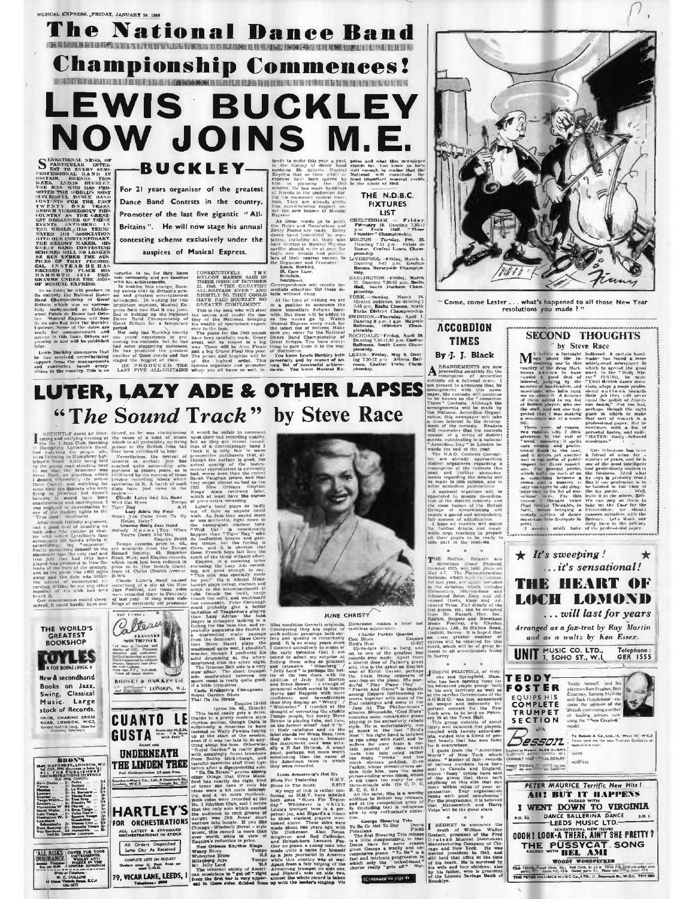# The National Dance Band Championship Commences!

# LEWIS BUCKLEY NOW JOINS M.E.

## BUCKLEY

For 21 years organiser of the greatest Dance Band Contests in the country, Promoter of the last five gigantic "All-Britains". He will now stage his annual contesting scheme exclusively under the auspices of Musical Express.

SENSATIONAL NEWS, OF PARTICULAR INTEREST TO EVERY SEMI-PROFESSIONAL BAND IN BRITAIN, BREAKS THIS WEEK. LEWIS BUCKLEY, THE MAN WHO HAS PROMOTED THE WORLD'S MOST SUCCESSFUL DANCE BAND CONTESTS FOR THE PAST TWENTY ONE YEARS, KNOWN THROUGHOUT THIS COUNTRY AS THE GREATEST ORGANISER OF THESE EVENTS ANYWHERE IN THE WORLD, HAS TERMINATED HIS ASSOCIATION WITH OUR CONTEMPORARY, THE MELODY MAKER. HIS GREAT BAND CONTESTING SCHEMES WILL NO LONGER BE RUN UNDER THE AUSPICES OF THAT PERIODICAL. INSTEAD HE HAS DECIDED TO PLACE HIS MAMMOTH 1949 PROGRAMME UNDER THE AEGIS OF MUSICAL EXPRESS.

In so doing he will produce in its entirety the National Dance Band Championship of Great Britain which was so successfully inaugurated at Cricklewood Palais de Danse last October. Musical Express will now fly its own flag over the Buckley Contests. Some of the dates are ready for announcement and appear in this issue. Others are pending and will be published later.

Lewis Buckley announces that he has received overwhelming support from the managements and controlling bands everywhere in the country. This is no surprise to us, for they know him intimately and are familiar with his achievements.

In making this change, Buckley comes over to Britain's newest and greatest entertainment newspaper. In waiting for this important moment, Musical Express feels now that it was justified in holding up the National Dance Band Championship of Great Britain for a temporary period.

Not only has Buckley twenty one years' experience in promoting his contests, but he has had some staggering successes. He has produced the greatest number of these events and has staged the biggest of them.

HE PRODUCED THE LAST FIVE ALL-BRITAINS CONSECUTIVELY. THE MELODY MAKER SAID IN THEIR ISSUE OF OCTOBER 23, 1948, "THE GREATEST ALL-BRITAIN EVER" AND RIGHTLY SO. THEY COULD HAVE PAID BUCKLEY NO GREATER COMPLIMENT.

This is the man who will steer the course and model the destiny of the National bringing Musical Express his wealth of specialised experience to the task.

The plans for the 1949 season have been carefully made. Every event will be staged in a big way. There will be Area Finals and a big Grand Final this year. The prizes and trophies will be of the highest order. This famous organiser and promoter, whom you all know so well, intends to make this year a peak in the history of dance band contests. He assures Musical Express that no time, effort or expense have been spared by him in planning the 1949 scheme. He has made hundreds of friends in the profession during his immense contest meetings. They are already giving him overwhelming support under the new banner of Musical Express.

As these words go to press the Rules and Regulations and Entry Forms are ready. Every dance band interested in competing, including all those who have written to Musical Express earlier, should write at once for these new details and particulars of their nearest venue to the Organiser and Promoter, Lewis Buckley, 28, Carr Lane, Birkdale, Southport.

Correspondence will receive immediate attention. Get these details without delay.

At the time of writing we are in a position to announce the more immediate fixtures herewith. But these will be added to as the weeks go by. Watch Musical Express every week for the latest list of fixtures. Make sure you enter for the National Dance Band Championship of Great Britain. You have everything to gain from it in the way of distinction.

You know Lewis Buckley both personally and by reason of his long list of successful achievements. You know Musical Express and what this newspaper stands for. You know us both well enough to realise that the National will constitute the most important musical events in the whole of 1949.

### THE N.D.B.C. FIXTURES LIST

CHELTENHAM. — Friday, February 18. Dancing 7.30-12 p.m. Town Hall. "Three Counties" Championship.

BOLTON. — Tuesday, Feb. 22. Dancing 7-11 p.m. Palais de Danse. Central Lancs. Championship.

LIVERPOOL. — Friday, March 4. Dancing 7-12 p.m. Grafton Rooms. Merseyside Championship.

DARLINGTON. — Friday, March 11. Dancing 7.30-12 p.m. Baths Hall. South Durham Championship.

YORK. — Sunday, March 20. (Seated audience, no dancing.) 7-10 p.m. Rialto Cinema. North Yorks District Championship.

SWINDON. — Thursday, April 7. Dancing 8 p.m.-1 a.m. Majestic Ballroom. Wiltshire Championship.

ROCHDALE. — Friday, April 29. Dancing 7.30-11.30 p.m. Carlton Ballroom. South Lancs Championship.

LEEDS. — Friday, May 6. Dancing 7.30-12 p.m. Astoria Ballroom. Central Yorks Championship.

"Come, come Lester . . . what's happened to all those New Year resolutions you made ?"

# LUTER, LAZY ADE & OTHER LAPSES

## "The Sound Track" by Steve Race

I RECENTLY spent an interesting and edifying evening at the No. 1 Jazz Club, listening to Humphrey Lyttelton's Band, and watching the people who were listening to Humphrey Lyttelton's Band. After being told by the young man standing next to me that the drummer was Steve Race, an assertion which I denied vehemently (he meant Dave Carey) and watching for some time the dancers who were trying to jitterbug but daren't because it would have been anachronistic and sacrilegious, I was engaged in conversation by one of the leading lights in the "true jazz" Movement.

After much friendly argument, and a good deal of shouting on both sides (the volume of chatter with which Lyttelton's fans accompany his band's efforts is astonishing), my "opponent" finally committed himself to the statement that the only real and true jazz that has ever been played was produced in New Orleans at the turn of the century, and as the place was 4000 miles away and the date was before the advent of commercial recording, nobody has any other member of his club had ever heard it.

Our conversation ended there; indeed, it could hardly have continued, as he was championing the cause of a kind of music which in all probability no living person in the British Isles had ever been privileged to hear.

Nevertheless, the revival of interest in archaic jazz has reached quite astounding proportions in recent years, as is evidenced by the success of those private recording labels which specialise in it. A batch of such discs have just come in for review:—

Claude Luter and his Band
Wild Cat Blues — Tempo
Tiger Rag — A.15

Lazy Ade's Big Four
Won't You Come Over To My House, Baby?
Graeme Bell's Jazz Band
Nobody Knows You When You're Down And Out
Esquire 10-016

Tempo records, price 4s. 6d., are available from the Tempo Record Society, 45, Streatham Road, W.14; and Esquire records, which have just been reduced in price to 5s. (for 10-inch discs), from 14, Christ Church Avenue, N.W.6.

Claude Luter's Band caused something of a stir at the Nice Jazz Festival, and these sides were recorded there in February of last year. If they were eulogies of extremely old preliminaries it would be unfair to comment upon their bad recording quality, but as they are recent recordings of a contemporary band I think it is only fair to warn prospective purchasers that, although the surface is good, the actual quality of the instrumental reproduction is extremely bad, worse even than the recent Sarah Vaughan issues, and that they sound almost as bad as the 1923 New Orleans Rhythm Kings discs reviewed later, which at least have the excuse of pre-electric recording.

Luter's band plays as badly out of tune as anyone could wish. As Jazz they sound more or less authentic, right down to the nanny-goat clarinet tone. "Wild Cat" is considerably happier than "Tiger Rag," with its ineffective breaks and gaining tempo, but the feeling is there, and it is obvious that these French boys fall into the spirit of the thing without effort.

Esquire, in a covering letter enclosing the Lazy Ade recording, are good enough to say: "This side was specially made for you!" On it Adrian Mose-laugh plays cornet, clarinet and sings to the accompaniment of tuba (much too loud), banjo (much too soft), and washboard (no comment). Peter Cavanagh could probably give a better imitation of Teagarden's singing than Lazy Adrian: the tuba player is strangely lacking in a feeling for the bass line, and repeatedly augments the fourths in a descending scale passage from the dominant. Dave Carey (not Steve Race) plays the washboard quite well, I shouldn't wonder, though I preferred his solid drumming at the aforementioned club the other night.

The Graeme Bell side is a very slow affair. The short trumpet solo sandwiched between too much vocal is really quite good, if a little tremulous.

Carlo Krahmer's Chicagoans
Royal Garden Blues
That Da Da Strain
Esquire 12-003
(price 10s. 6d., 12-inch)

This band really gets a drive, thanks to a pretty modern style rhythm section, though Carlo is sufficiently a musician to have insisted on Wally Fawkes tuning up at the start of the session, even if it was too late to do anything about his tone. Otherwise, "Royal Garden" is really good, with amazingly fluent trombone from Bobby Mickleburgh, and tasteful ensemble stuff from Lyttelton after a disappointing solo.

"Da Da Strain" proves among other things that Ernie Mansfield has exactly the right kind of tenor sax tone if only his ideas were a bit more interesting, and a lot more rhythmic.

Both sides were recorded at the No. 1 Rhythm Club, and I notice that the only solo which excited the audience to emit streams of delight was Dill Jones' short venture into boogie. If you like Chicago-Windmill Street style music, this record is more than worth while in view of Esquire's reduction in price.

New Orleans Rhythm Kings
Weary Blues — Tempo
Wolverine Blues — R.3
Milenberg Joys — Tempo
Mr. Jelly Lord — R.3

"The inherent ability of American musicians to "get off" right from the first bar is very apparent in these sides, dubbed from originals cut in 1923." Miss Gennett originals. Considering they are copies of such antique pressings, both surface and quality is remarkably good. It is so many years since I listened attentively to mokes of the early twenties that I am bound to admit my surprise at finding these sides so polished and listenable. "Milenberg Joys" is perhaps the better of the two discs, with the addition of Jelly Roll Morton and Steve Brown — a change of personnel which seems to inspire Mares and Rappolo with more confidence and inventiveness than they display on "Weary" or "Wolverine." I trouble at the thought of connecting the prolific Tempo people, but surely Steve Brown is playing tuba, not bass, on the former sides? And if "In" in their catalogue and on the label stands for Brass Bass, then they are wrong again, because the instrument used was certainly a B flat Helicon. A small point, perhaps, but one worth mentioning than the name of the American town in which they were recorded.

JUNE CHRISTY

Louis Armstrong's Hot Six
Blues For Yesterday — H.M.V.
Blues In The South — B.9711

My copy of this is rather confusing, as H.M.V. have labelled both sides "Blues For Yesterday." Whichever is which Louis's trumpet tone is a perpetual joy, and Bigard's a lesson to those clarinet players mentioned above. These sides were made about two years ago, with Vic Dickenson, Alan Reuss, Singleton and Red Callender, and British-born Leonard Feather on piano, a young man who made quite a name for himself as a jazz journalist in America while this country was at war. Apart from a fair helping of Armstrong trumpet on side one, and Bigard's solo on side two, almost the whole record is taken up with the leader's singing. Vic Dickenson makes a brief but tasteless appearance.

Charlie Parker Quartet
Cool Blues — Esquire
Bird's Nest — 10-017

Up-to-date with a bang, and on one of the greatest bop records ever made. Apart from a brief dose of Parker's great alto, this is the debut of an English star of Errol Garner, perhaps the finest living exponent of neo-bop on the piano. His wonderful "Play Piano Play" and "Frankie And Garner" is happily among Esquire forthcoming releases, together with more of the Dial catalogue and some of the "Jazz At The Philharmonic" albums. Meanwhile, "Cool Blues" contains some remarkable piano playing in his admittedly robust style. He is, unfortunately, less at home in the fast "Bird's Nest"; his right hand is inclined to run away with itself, and he suffers for once from a certain paucity of ideas which make him hide using rather too many "tricks" and too much obvious padding. Even Parker, whose inventiveness seldom fails him, uses the same phrase-ending seven times, which it six times too many for one three-minute side. (In C, D, C, B, C, B, G.)

All the same, this is a worthy addition to British bop releases, and at the competitive price of 5s. (including tax) is indispensable to any enthusiast's collection.

George Shearing Trio
To Be Or Not To Bop — Decca
Poinciana — F.9066

The first Shearing Trio release is a little disappointing, in that Decca have for some reason given George a woolly and unresponsive piano. "To Be" is a fast and intricate programme in the modern idiom, and the "Poinciana" is the "souped-down" chorus really "gets off." Nor-

(Continued on page 4)

### ACCORDION TIMES

By J. J. Black

ARRANGEMENTS are now proceeding smoothly for the resumption of accordion contests on a national scale. I am pleased to announce that, by arrangement with this newspaper, the contests will continue to be known as the "Accordion Times" Contests. Although the arrangements will be made by the National Accordion Organisation, this newspaper will take a close interest in the development of the contests. Readers will remember that the contests consist of a series of district events, culminating in a national "Accordion Day" in London towards the end of the year.

The N.A.O. Contests Committee are already approaching district organisers regarding a resumption of the contests this year, and further announcements regarding the details will be made in this column, and in other accordion publications.

A national organiser will be appointed to ensure co-ordination of the district contests and the close liaison of the British College of Accordionists will ensure a sound and scrupulously fair system of adjudication.

I hope all readers will watch for further details, and meanwhile urge teachers to prepare all their pupils to be ready to take part in the contests.

\* \* \*

THE Redhill, Reigate and Merstham Music Festival, founded 1923, will take place on May 4-7. The Piano-Accordion Sections, which were so successful last year, are again included in the syllabus, which includes Elementary, Intermediate and Advanced Solos, Easy and Advanced Duets, and Advanced Trios. Full details of the test pieces, etc., can be obtained from Mr. Russell, Hon. Sec., Redhill, Reigate and Merstham Music Festival, c/o Rhythm Agencies, Ltd., 30 Station Road, Redhill, Surrey. It is hoped that an even greater number of entries will be received for this event, which will be of great interest to all accordionists living in Surrey.

\* \* \*

JOSEPH PIZZITOLA, of Holyoke and Springfield, Mass., who has been carving fame for his advanced player group both in his own territory as well as at the earlier Conventions of the A.G.B.M.G., has just announced an unique and extremely important concert for the New York area, to be held on February 27 at the Town Hall.

This group consists of about thirty well balanced first players coupled with twenty accordionists, welded into a blend of perfect beauty that has won fame for it everywhere.

I quote from the "Accordion World" of New York which states: "Master of fact—records of various numbers have been sent to Canada and England, where 'fussy' critics have said of the group that there isn't anything on this side that can come within miles of your organisation. Your organisation ranks with good symphonies." For the programme, it is believed that Matusewitch and Harry Volpe will be the guest stars.

\* \* \*

I REGRET to announce the death of William Walter Gretsch, president of the Fred Gretsch Musical Instrument Manufacturing Company of Chicago and New York. He was elected president in 1942, and still held that office at the time of his death. He is survived by his wife and four children; also by his father, who is president of the Lincoln Savings Bank of Brooklyn.

### SECOND THOUGHTS

by Steve Race

My article a fortnight ago about the increasing use in this country of the drug Marihuana seems to have caused a good deal of interest, judging by the number of band-leaders who came up about it. A number of them added to my list of British player who use the stuff, and not one suggested that I was making a mountain out of a molehill.

There were, of course, two reasons why I drew attention to the evil of "weed" smoking: it spells sure mental and professional death to the user, and it drives yet another nail in the coffin of public respect for dance musicians. The general public, which looks on each of us as something between a clown and a wastrel, is only too eager to add drug-addiction to the list of musicians' vices. For this reason I thought twice (and Second Thoughts, in fact) before bringing a certain section of dance musicians into disrepute in print.

I needn't really have bothered. A certain band-leader has found a more widely-read newspaper in which to spread the good word. In the "Daily Mirror" (11/1/49), he says: "Until British dance musicians adopt a more professional attitude towards their jobs they will never equal the polish of American bands." Not too bad, perhaps, though the right place in which to make that sort of remark is a professional paper. But he continues with a list of personal tastes, and ends: "HATES: Badly-behaved musicians."

Eric Winstone has been a friend of mine for a number of years, and he is one of the most intelligent and gentlemanly leaders in the business. (And what he says is probably true.) But if our profession is to be tainted in full view of the lay public . . . Well, leave it to the others, Eric. We can rely on them to take up the Case for the Prosecution: we should concern ourselves with the Defence. Let's wash our dirty linen in the privacy of the professional paper.

THE WORLD'S GREATEST BOOKSHOP

FOYLES

FOR BOOKS ON MUSIC

New & secondhand Books on Jazz, Swing, Classical Music. Large stock of Records.

119-125, CHARING CROSS ROAD, LONDON, W.C.2.

Calteau

BOOSEY & HAWKES Ltd. LONDON, W.1.

CUANTO LE GUSTA

UNDERNEATH THE LINDEN TREE

HARTLEY'S FOR ORCHESTRATIONS

ALL LATEST & STANDARD ORCHESTRATIONS IN STOCK

All Orders Dispatched Same Day As Received

COMPLETE LISTS ON REQUEST

79, VICAR LANE, LEEDS, 1

"ALL RISKS" INSURANCE — COVER FOR YOUR INSTRUMENTS, WHILST ANYWHERE IN THE UNITED KINGDOM

★ It's sweeping ! ★ ...it's sensational!

THE HEART OF LOCH LOMOND ... will last for years

Arranged as a fox-trot by Ray Martin and as a waltz by Ken Essex.

UNIT MUSIC CO. LTD., 3, SOHO ST., W.1. Telephone: GER 1555

TEDDY FOSTER EQUIPS HIS COMPLETE TRUMPET SECTION

Teddy himself, and his players—Ron Hughes, Bert Courtney, Sammy McNally and Jack Hutchinson—endorse the opinion of the leading artists now using the "New Creation" model.

Besson

PETER MAURICE Terrific New Hits!

AH! BUT IT HAPPENS

I WENT DOWN TO VIRGINIA

DANCE BALLERINA DANCE

LEEDS MUSIC LTD.

OOOH! LOOK-A THERE, AIN'T SHE PRETTY?

THE PUSSYCAT SONG

BEL AMI

WOODY WOODPECKER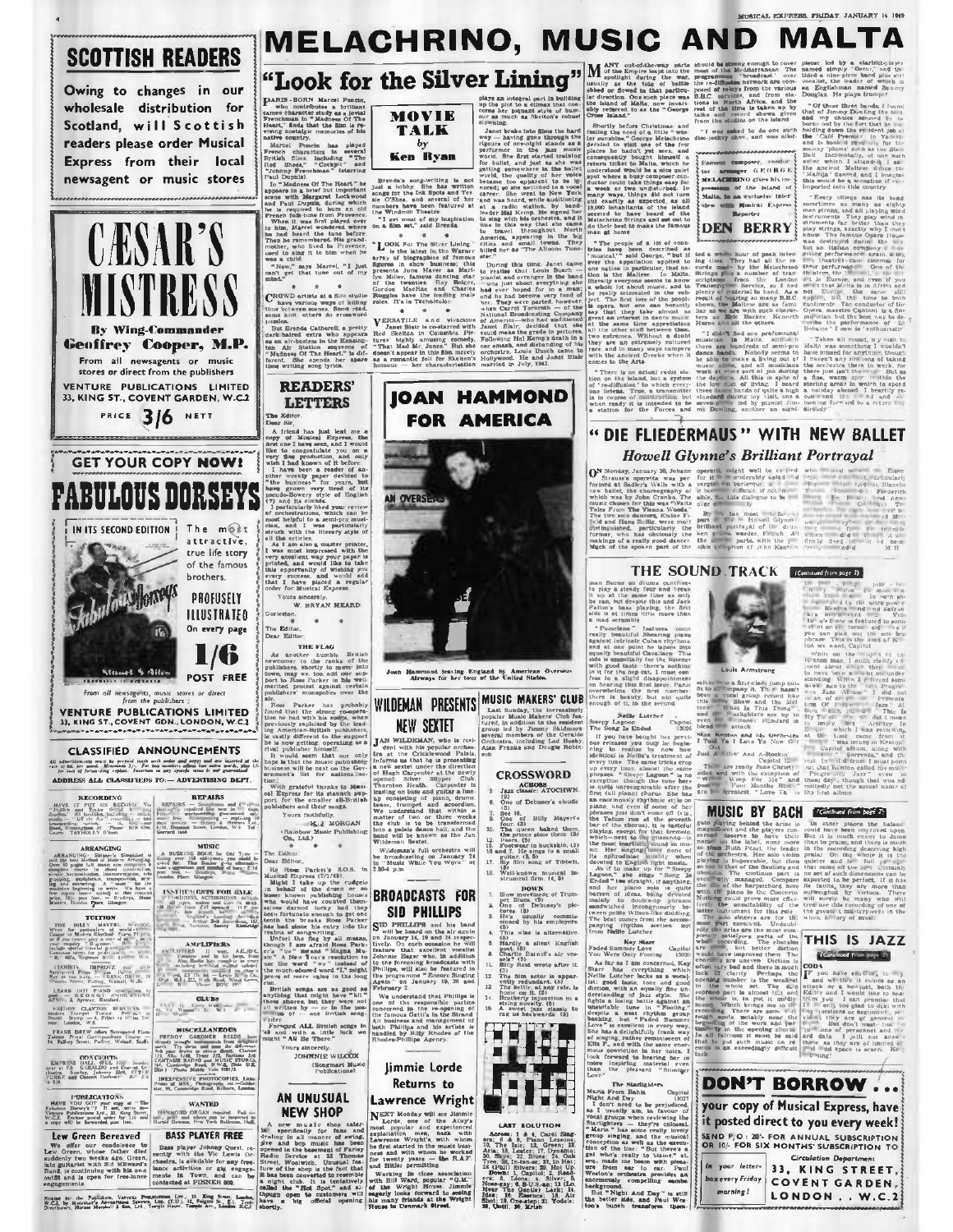# MELACHRINO, MUSIC AND MALTA

## SCOTTISH READERS

Owing to changes in our wholesale distribution for Scotland, will Scottish readers please order Musical Express from their local newsagent or music stores

## CÆSAR'S MISTRESS

By Wing-Commander **Geoffrey Cooper, M.P.**

From all newsagents or music stores or direct from the publishers

VENTURE PUBLICATIONS LIMITED 33, KING ST., COVENT GARDEN, W.C.2

PRICE 3/6 NETT

## GET YOUR COPY NOW!

# FABULOUS DORSEYS

IN ITS SECOND EDITION

The most attractive, true life story of the famous brothers.

PROFUSELY ILLUSTRATED

On every page

1/6 POST FREE

From all newsagents, music stores or direct from the publishers

VENTURE PUBLICATIONS LIMITED 33, KING ST., COVENT GDN., LONDON, W.C.2

## CLASSIFIED ANNOUNCEMENTS

ADDRESS ALL CLASSIFIEDS TO:— ADVERTISING DEPT.

## Lew Green Bereaved

We offer our condolence to Lew Green, whose father died suddenly two weeks ago. Green, the guitarist with Sid Millward's Band, is continuing with his own outfit and is open for free-lance engagements.

## BASS PLAYER FREE

Bass player Johnny Quest, recently with the Vic Lewis Orchestra, is available for any free-lance activities or gig engagements in Town, and can be contacted at FINNER 608.

## "Look for the Silver Lining"

### MOVIE TALK

by **Ken Ryan**

PARIS-BORN Marcel Poncin, who contributes a brilliant cameo character study as a jovial Frenchman in "Madness Of The Heart," finds that the film is reviving nostalgic memories of his native country.

Marcel Poncin has played French characters in several British films including "The Red Shoes," "Cockpit" and "Johnny Frenchman" (starring Paul Dupuis).

In "Madness Of The Heart" he appears in a brief but important scene with Margaret Lockwood and Paul Dupuis, during which he is required to hum an old French folk-tune from Provence.

When it was first played over to him, Marcel wondered where he had heard the tune before. Then he remembered. His grandmother, who lived in Provence, used to sing it to him when he was a child.

"Now," says Marcel, "I just can't get that tune out of my mind."

\* \* \*

CROWD artists at a film studio have various ways of killing time between scenes. Some read, some knit, others do crossword puzzles.

But Brenda Catherall, a pretty dark-haired extra who appears as an ex-hostess in the Kensington Air Station sequence of "Madness Of The Heart," is different. She spends her spare time writing song lyrics.

Brenda's song-writing is not just a hobby. She has written songs for the Ink Spots and Tex Ritter, and several of her numbers have been featured at the Windmill Theatre.

"I get most of my inspiration on a film set," said Brenda.

\* \* \*

"LOOK For The Silver Lining" is the latest in the Warner array of biographies of famous figures in show business; this presents June Haver as Marilyn Miller, famous dancing star of the twenties. Ray Bolger, Gordon MacRae and Charles Ruggles have the leading male roles. It's in Technicolor.

\* \* \*

VERSATILE and vivacious Janet Blair is co-starred with Red Skelton in Columbia Pictures' highly amusing comedy, "That Mad Mr. Jones." But she doesn't appear in this picture as a romantic foil for Skelton's humour — her characterisation plays an integral part in building up the plot to a climax that concerns her piquant style of humour as much as Skelton's robust clowning.

Janet broke into films the hard way — having gone through the rigours of one-night stands as a performer in the jazz music world. She first started training for ballet, and just as she was getting somewhere in the ballet world, the quality of her voice became too apparent to be ignored; so she switched to a vocal career. She went to New York and was heard, while auditioning at a radio station, by bandleader Hal Kemp. He signed her to sing with his orchestra, and it was in this way that she came to travel throughout North America, appearing in the big cities and small towns. They billed her as "The Altoona Tune-ster."

During this time, Janet came to realise that Louis Busch — pianist and arranger in the band — was just about everything a girl had ever hoped for in a man; and he had become very fond of her. They were parted, however, when Carrol Carroll — of the National Broadcasting Company of America—who had auditioned Janet Blair, decided that she could make the grade in pictures. Following Hal Kemp's death in a car smash, and disbanding of his orchestra, Louis Busch came to Hollywood. He and Janet Blair married in July, 1943.

## READERS' LETTERS

The Editor,
Dear Sir,

A friend has just lent me a copy of Musical Express, the first one I have seen, and I would like to congratulate you on a very fine production, and only wish I had known of it before.

I have been a reader of another weekly paper devoted to "the business" for years, but have grown very tired of its pseudo-Bowery style of English (?) and its clichés.

I particularly liked your review of orchestrations, which can be most helpful to a semi-pro musician, and I was particularly struck with the literary style of all the articles.

As I am also a master printer, I was most impressed with the very excellent way your paper is printed, and would like to take this opportunity of wishing you every success, and would add that I have placed a regular order for Musical Express.

Yours sincerely,
**W. BRYAN HEARD.**
Gorleston.

\* \* \*

The Editor,
Dear Editor,

**THE FLAG**

As another humble British newcomer to the ranks of the publishers, shortly to move into town, may we, too, add our support to Ross Parker in his well-merited protest against certain publishers' monopolies over the air.

Ross Parker has probably found that the strong co-operation he had with his songs, when previously exploited by the leading American-British publishers, is vastly different to the support he is now getting, operating as a rival publisher himself.

It would seem that our only hope is that the music publishing business will be next on the Government's list for nationalisation!

With grateful thanks to Musical Express for its staunch support for the smaller all-British publishers and their songs.

Yours faithfully,
**K. J. MORGAN**
(Rainbow Music Publishing Co., Ltd.)

\* \* \*

The Editor,
Dear Editor,

Re Ross Parker's S.O.S. in Musical Express (7/1/49).

Might I take up the cudgels in behalf of the dozen or so lesser known publishing houses who would have counted themselves charmed lucky had they been fortunate enough to get one tenth the breaks Ross Parker has had since his entry into the realms of songwriting.

Unfurl the flag by all means, though I am afraid Ross Parker's "Ha" would... Magna Musica" A New Year's resolution to the word "we" instead of the much-abused word "I" might prove of more value in the long run.

British songs are as good as anything that might have a "hit" theme above, but they were not all written by—or in the possession of—one British song-writer.

Forward ALL British songs in '49 with a little luck we might "All Be There."

Yours sincerely,
**JOHNNIE WILCOX**
(Songmart Music Publications)

## AN UNUSUAL NEW SHOP

A new music shop catering specially for fans and dealing in all manner of swing, jive and bop music has been opened in the basement of Farley Radio Service at 22 Thomas Street, Woolwich. Unusual feature of the shop is the fact that it has been converted to resemble a night club. It is tentatively called the "Hot Spot" and all types of open to customers will have a big official opening shortly.

# JOAN HAMMOND FOR AMERICA

Joan Hammond leaving England by American Overseas Airways for her tour of the United States.

## WILDEMAN PRESENTS NEW SEXTET

JAN WILDEMAN, who is resident with his popular orchestra at the Cricklewood Palais, informs us that he is presenting a new sextet under the direction of Hugh Carpenter at the newly opened Silver Slipper Club, Thornton Heath. Carpenter is leading on bass and guitar, a lineup consisting of piano, drums, tenor, trumpet and accordion. We understand that within a matter of two or three weeks the club is to be transformed into a palais dance hall, and the band will be known as the Jan Wildeman Sextet.

Wildeman's full orchestra will be broadcasting on January 24 in "Music While You Work" at 3.30-4 p.m.

## BROADCASTS FOR SID PHILLIPS

SID PHILLIPS and his band will be heard on the air again on January 16, 19 and 26 respectively. On each occasion he will feature that excellent vocalist Johnnie Eager who, in addition to the foregoing broadcasts with Phillips, will also be featured in the programme "Encore Singing Again" on January 19, 28 and February 2.

We understand that Phillips is one of the responsible parties concerned in the re-opening of the famous Gatti's in the Strand. All business and management of both Phillips and his artists is handled by Billy Rhodes of the Rhodes-Phillips Agency.

## Jimmie Lorde Returns to Lawrence Wright

NEXT Monday will see Jimmie Lorde, one of the Alley's most popular and experienced exploitation men, back with Lawrence Wright's, with whom he first started in the music business and with whom he worked for twenty years — the R.A.F. and Hitler permitting.

Working in close association with Bill Ward, popular "G.M." of the Wright House, Jimmie eagerly looks forward to seeing his many friends at the Wright House in Denmark Street.

## MUSIC MAKERS' CLUB

Last Sunday, the increasingly popular Music Makers' Club featured, in addition to the resident group led by Johnny Skidmore, several members of the Geraldo Orchestra, including Lad Busby, Alan Franks and Dougie Robinson.

## CROSSWORD

**LAST SOLUTION**

MANY out-of-the-way parts of the Empire leapt into the spotlight during the war, usually as the tide of battle ebbed or flowed in that particular direction. One such place was the island of Malta, now probably referred to as the "George Cross Island."

Shortly before Christmas and feeling the need of a little "winter sunshine," George Melachrino decided to visit one of the few places he hadn't yet seen, and consequently bought himself a return ticket to Malta, which he understood would be a nice quiet spot where a busy composer-conductor could take things easy for a week or two undisturbed. In many ways, things did not turn out exactly as expected, as all 15,000 inhabitants of the island seemed to have heard of the Melachrino Strings and set out to do their best to make the famous man at home.

**Famous composer, conductor arranger GEORGE MELACHRINO gives his impressions of the island of Malta, in an exclusive interview with Musical Express Reporter**

### DEN BERRY

"The people of a lot of countries have been described as 'musical,'" said George, "but if ever the appellation applied to one nation in particular, that nation is the Maltese. In Malta, literally everyone seems to know a whole lot about music, and to be really interested in the subject. The first love of the people is opera, but one can honestly say that they take almost as great an interest in dance music at the same time appreciating all the other stuff between those two extremes. Without a doubt they are an extremely cultured race and in many ways compare with the ancient Greeks when it comes to the Arts.

"There is no actual radio station on the island, but a system of 're-diffusion' to which everyone listens. True, a transmitter is in course of construction, but when ready, it is intended to be a station for the Forces and should be strong enough to cover most of the Mediterranean. The programmes 'broadcast' over the re-diffusion network are composed of relays from the various B.B.C. services, and from stations in North Africa, and the rest of the time is taken up by talks and record shows given from the studios on the island.

"I was asked to do one such disc-jockey show, and was allotted a whole hour of peak listening time. They had all the records made by the Melachrino Strings plus a number of transcriptions from the London Transcription Service, so I had plenty of material to hand. As a result of hearing as many B.B.C. shows, the Maltese are as familiar as we are with such characters as Eric Barker, Kenneth Horne and all the others.

"I didn't find one professional musician in Malta, although there are hundreds of semi-pro dance bands. Nobody seems to be able to make a living out of music alone, and all musicians work at some sort of job during the daytime. All this in spite of the low cost of living. I heard three dance bands of quite a high standard during my visit, on a seven-piece led by pianist Jimmy Dowling, another an eight-piece led by a clarinet-player named simply 'Oscar,' and the third a nine-piece band plus vocalist, the leader of which is an Englishman named Sammy Douglas. He plays trumpet.

"Of these three bands, I found that of Jimmy Dowling the best, and my choice seemed to be borne out by the fact that he is holding down the resident job at the 'Café Premier' in Valletta and is booked regularly for the society 'plums' such as the State Ball. Incidentally, at one such event, when I attended, I saw the ancient Maltese dance the 'Maltija' danced and I imagine this would be a sensation if ever imported into this country.

"Every village has its band, sometimes as many as eighty men strong, and all playing wind instruments. They play wind instruments far better than they play strings, exactly why I don't know. The famous Opera House was destroyed during the war, but an Italian company is now giving performances at a cinema, the Theatre's own cinema for their performances. One of the theatres, the ..., is ... Europe, and even if you don't visit Malta as in Africa and not Europe, the same still applies, but the time has been continental. The conductor of the Opera, maestro Caruana, is a fine musician, but the best way to describe the performance of Tosca I saw is 'fabulous.'

"Taken all round, my visit to Malta was something I wouldn't have missed for anything, though I haven't any intentions of taking the orchestra there to work. For one thing there just isn't the money. But as a few ... warm ... my starting areas in which to spend a holiday abroad, I heartily recommend the island and am looking forward to a return visit already."

## "DIE FLEDERMAUS" WITH NEW BALLET

### Howell Glynne's Brilliant Portrayal

ON Monday, January 10, Johann Strauss's operetta was performed at Sadler's Wells with a new ballet, the choreography of which was by John Cranko. The music chosen for this was "Waltz Tales From The Vienna Woods." The two solo dancers, Elaine Fifield and Hans Zullig, were most distinguished, especially the former, who has obviously the makings of a really good dancer. Much of the spoken part of the operetta might well be ... for it ... undeniably ... vergi... burlesque ... of ... difficult ... able ... this dialogue to be ... over ...

By ... the most ... part ... Howell Glynne's brilliant portrayal of the drunken prison warder, Frosch. All the ... parts, with the ... able exception of John Kentish ...

## THE SOUND TRACK

(Continued from page 3)

man Burns on drums contrives to play a steady four and break it up at the same time as only he can, but despite this and Jack Fallon's bass playing, the Brit side is at times little more than a mad scramble.

"Poinciana" features some really beautiful Shearing piano against intricate Cuban rhythms, and at one point he lapses into equally beautiful Cavallaro. This side is essentially for the listener with good taste: there's nothing in it for the hep cat. I must confess to a slight disappointment on hearing this first issue; familiarity has hardly seen ... overwhelms the first number: there is beauty, but not quite enough of it, to the second ...

**Nellie Lutcher**
Sleepy Lagoon — Capitol
The Song Is Ended — CL 13026

If you have bought her previous releases you may be beginning to realise by now how identical is Nellie's treatment of every tune. The same tricks crop up every time; almost the same phrases. "Sleepy Lagoon" is no exception though the tune here is quite unrecognisable after the first full piano chorus. She has an unaccountably rhythmic style on piano, and even if some of her phrases just don't come off (e.g. the Tatum run at the seventh bar of the chorus), it is cleverly played, except for that Reminiscent... which—next to the impossible—is the finest instrumental sound in music. Her singing here is more of a mixture of ... the ... and ... devoted to English light music. As if to make up for "Sleepy Lagoon," she sings "Song Is Ended" too straight, if anything, and her piano lends no quite ... of ideas, being divided ... to double-up phrases somewhat incongruously between polite Wilson-like doodling. The best comes from the accompanying rhythm section not from Nellie Lutcher.

**Kay Starr**
Faded Summer Love — Capitol
You Were Only Fooling — 13020

As far as I am concerned, Kay Starr has everything which Nellie Lutcher lacks as a vocalist; good taste, tone and good diction, with an equally fine understanding of jazz style. She fights a losing battle against an unsuitable tune in "Fooling," despite a neat rhythm group backing, but "Faded Summer Love" is excellent in every way. She has a delightfully fresh way of singing, rather reminiscent of Ella F., and with the same enormous conviction in her voice. I look forward to hearing her in more inspiring material even than the pleasant "Summer Love."

**The Starlighters**
Maria From Bahia — Capitol
Night And Day — 13027

I don't need to be prejudiced, as I usually am, in favour of vocal groups when reviewing the Starlighters — they're unbiased. "Maria" has some really lovely group singing, and the musical conception as well as the execution of the line " But there's a gal who's really to blame," etc., made me beam with pleasure from ear to ear. Paul Weston's orchestra provides an unusually compelling musical background.

But "Night And Day" is still the better side, and Paul Weston's bunch transform them-selves into a first-class jump outfit to accompany it. The ... has a vocal group record like this ... Shaw and the ... "What is This Thing," and the Starlighters ... this one ... to ... attack.

**Alan Weston and his Orchestra**
I Took 'Ya I Love Ya Now Gimme ... Ollie
Just A-Sittin' And A-Rockin' — Capitol

There are really Jazz Classics ... sides and with the exception of "Keep For Me" and "Four Months Blue" ... the greatest — "Love Ya" is the ...

Louis Armstrong

## MUSIC BY BACH

(Continued from page 3)

gato playing behind the arias is magnificent and the players concerned deserve to have their names on the label, none more than Ruth Ball, the leader of the orchestra. Her solo violin playing is impeccable, but there is so one ... that of the duettists and ... The continuo part is exceptionally managed. Compare the ... harpsichord here with ... piano in the Concerto ... Nothing could prove more effectively the unsuitability of the latter instrument for this role.

The solo singers are for the most part excellent. Undoubtedly the arias are the most completely satisfying portion of the whole recording. The chorales are ... but better diction would have improved them. The ... are unsure. Diction is often very bad and there is much lack of clarity. Perhaps the opening number is the weakest in the whole set. The ... soprano part is almost lost ... that ... to ... it ... music. Which brings me to the recording. There are some ... rough spots, notably near the beginning of the work and particularly in the opening chorus ... in all fairness it must be said that to put such music on records is an exceedingly difficult task.

In other places the balance could have been improved upon, but it is much easier to damn than to praise, and there is much in the recording deserving high praise. On the whole it is the quieter and less full passages that come off the best. Certainly no set of such dimensions can be expected to be perfect. If it has its faults, they are more than outweighed by virtues. There will surely be many who will treasure this recording of one of the greatest masterpieces in the whole history of music.

## THIS IS JAZZ

(Continued from page 3)

**CODA**

IF you have anything to say, and whether it comes as an attack or a bouquet, both the Editor and I would like to hear from you. I can promise that if ... only too glad to deal with ... questions or arguments ... they ... are of general ... But don't wait ... to ... personal and ... Write ... I will not ... there as they ... of limited ... and space is scarce ...

## DON'T BORROW ...

your copy of Musical Express, have it posted direct to you every week!

SEND P/O: 20/- FOR ANNUAL SUBSCRIPTION OR 10/- FOR SIX MONTHS' SUBSCRIPTION TO

Circulation Department

33, KING STREET, COVENT GARDEN, LONDON . . W.C.2

In your letter-box every Friday morning!